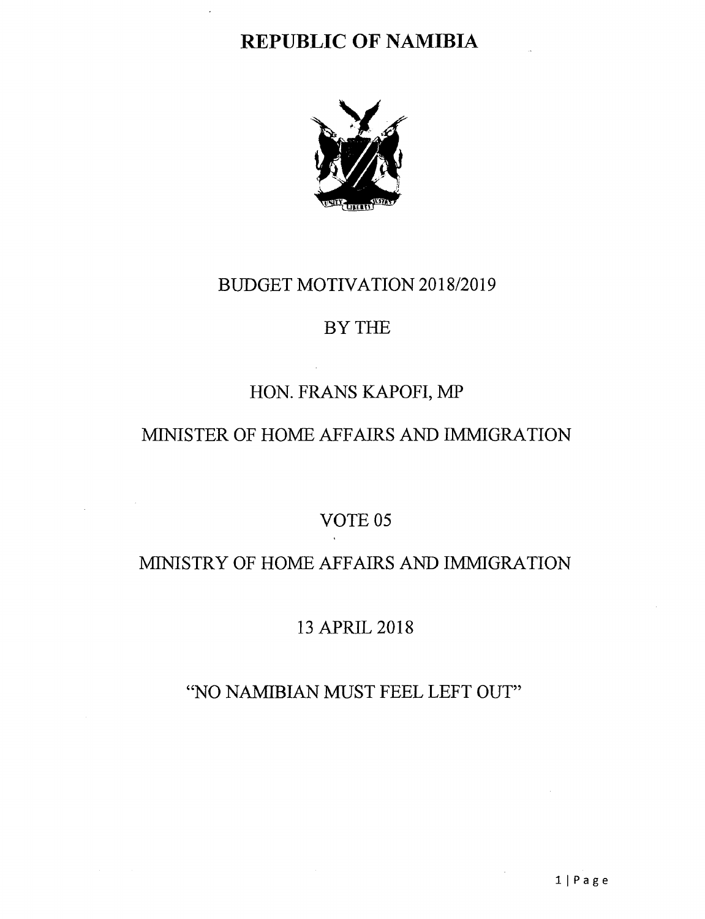# REPUBLIC OF NAMIBIA

BUDGET MOTIVATION 2018/2019

BY THE

HON. FRANS KAPOFI, MP

MINISTER OF HOME AFFAIRS AND IMMIGRATION

VOTE 05

MINISTRY OF HOME AFFAIRS AND IMMIGRATION

13 APRIL 2018

"NO NAMIBIAN MUST FEEL LEFT OUT"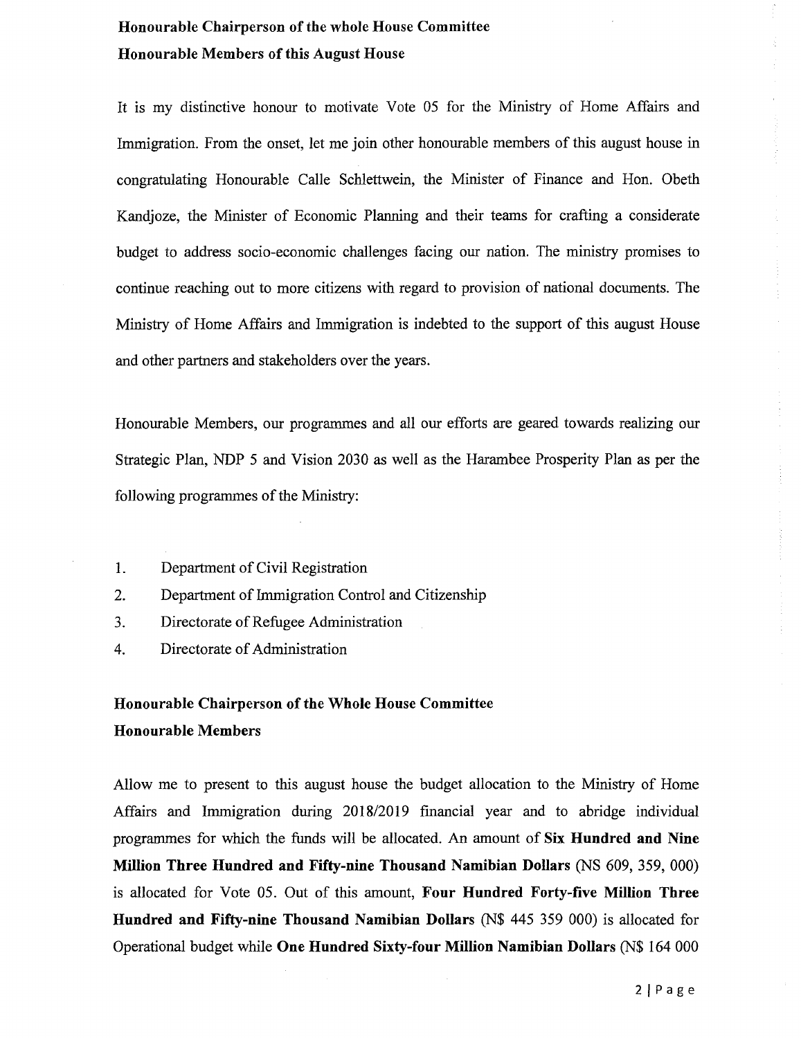**Honourable Chairperson of the whole House Committee**
**Honourable Members of this August House**

It is my distinctive honour to motivate Vote 05 for the Ministry of Home Affairs and Immigration. From the onset, let me join other honourable members of this august house in congratulating Honourable Calle Schlettwein, the Minister of Finance and Hon. Obeth Kandjoze, the Minister of Economic Planning and their teams for crafting a considerate budget to address socio-economic challenges facing our nation. The ministry promises to continue reaching out to more citizens with regard to provision of national documents. The Ministry of Home Affairs and Immigration is indebted to the support of this august House and other partners and stakeholders over the years.

Honourable Members, our programmes and all our efforts are geared towards realizing our Strategic Plan, NDP 5 and Vision 2030 as well as the Harambee Prosperity Plan as per the following programmes of the Ministry:

1. Department of Civil Registration
2. Department of Immigration Control and Citizenship
3. Directorate of Refugee Administration
4. Directorate of Administration

**Honourable Chairperson of the Whole House Committee**
**Honourable Members**

Allow me to present to this august house the budget allocation to the Ministry of Home Affairs and Immigration during 2018/2019 financial year and to abridge individual programmes for which the funds will be allocated. An amount of **Six Hundred and Nine Million Three Hundred and Fifty-nine Thousand Namibian Dollars** (NS 609, 359, 000) is allocated for Vote 05. Out of this amount, **Four Hundred Forty-five Million Three Hundred and Fifty-nine Thousand Namibian Dollars** (N$ 445 359 000) is allocated for Operational budget while **One Hundred Sixty-four Million Namibian Dollars** (N$ 164 000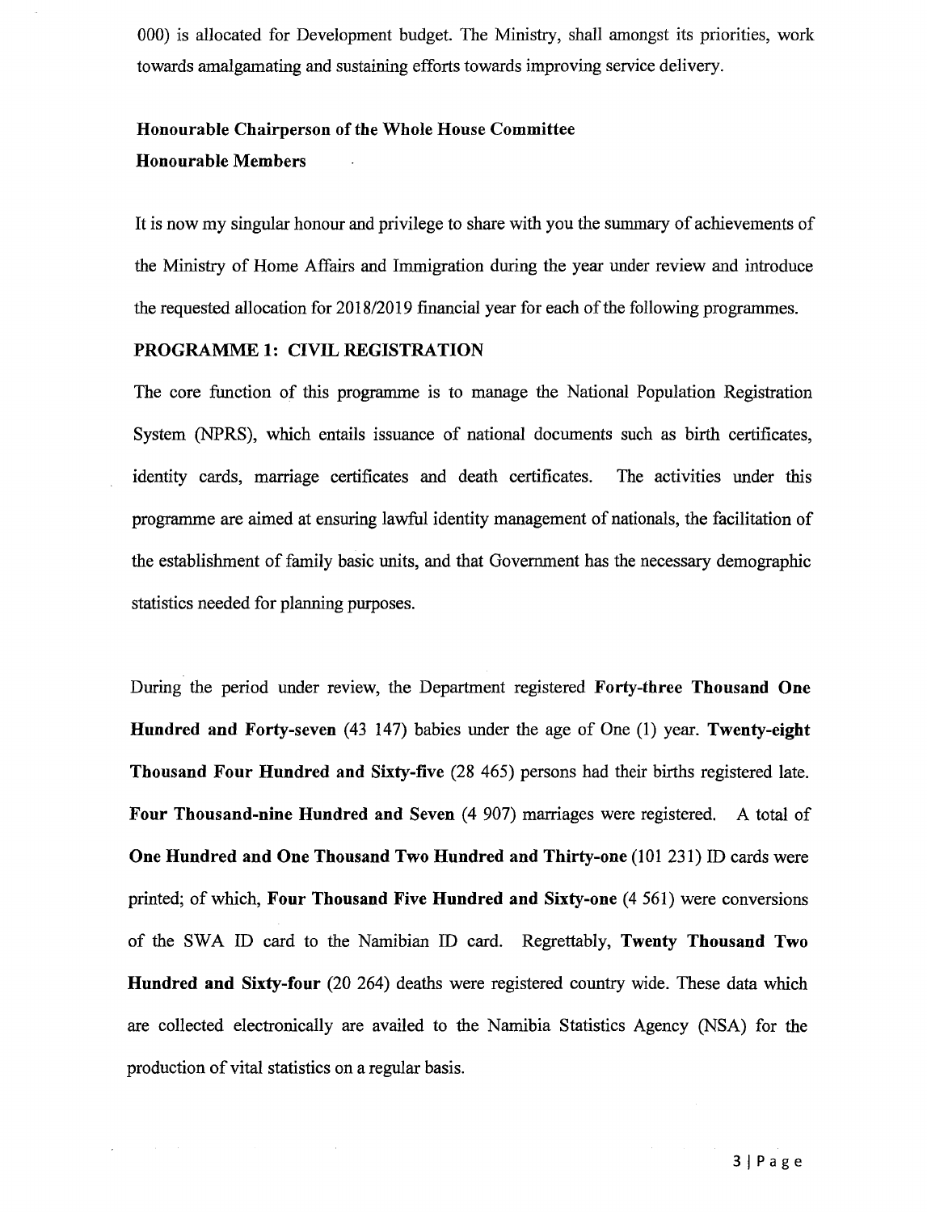000) is allocated for Development budget. The Ministry, shall amongst its priorities, work towards amalgamating and sustaining efforts towards improving service delivery.

**Honourable Chairperson of the Whole House Committee**
**Honourable Members**

It is now my singular honour and privilege to share with you the summary of achievements of the Ministry of Home Affairs and Immigration during the year under review and introduce the requested allocation for 2018/2019 financial year for each of the following programmes.

**PROGRAMME 1: CIVIL REGISTRATION**

The core function of this programme is to manage the National Population Registration System (NPRS), which entails issuance of national documents such as birth certificates, identity cards, marriage certificates and death certificates. The activities under this programme are aimed at ensuring lawful identity management of nationals, the facilitation of the establishment of family basic units, and that Government has the necessary demographic statistics needed for planning purposes.

During the period under review, the Department registered **Forty-three Thousand One Hundred and Forty-seven** (43 147) babies under the age of One (1) year. **Twenty-eight Thousand Four Hundred and Sixty-five** (28 465) persons had their births registered late. **Four Thousand-nine Hundred and Seven** (4 907) marriages were registered. A total of **One Hundred and One Thousand Two Hundred and Thirty-one** (101 231) ID cards were printed; of which, **Four Thousand Five Hundred and Sixty-one** (4 561) were conversions of the SWA ID card to the Namibian ID card. Regrettably, **Twenty Thousand Two Hundred and Sixty-four** (20 264) deaths were registered country wide. These data which are collected electronically are availed to the Namibia Statistics Agency (NSA) for the production of vital statistics on a regular basis.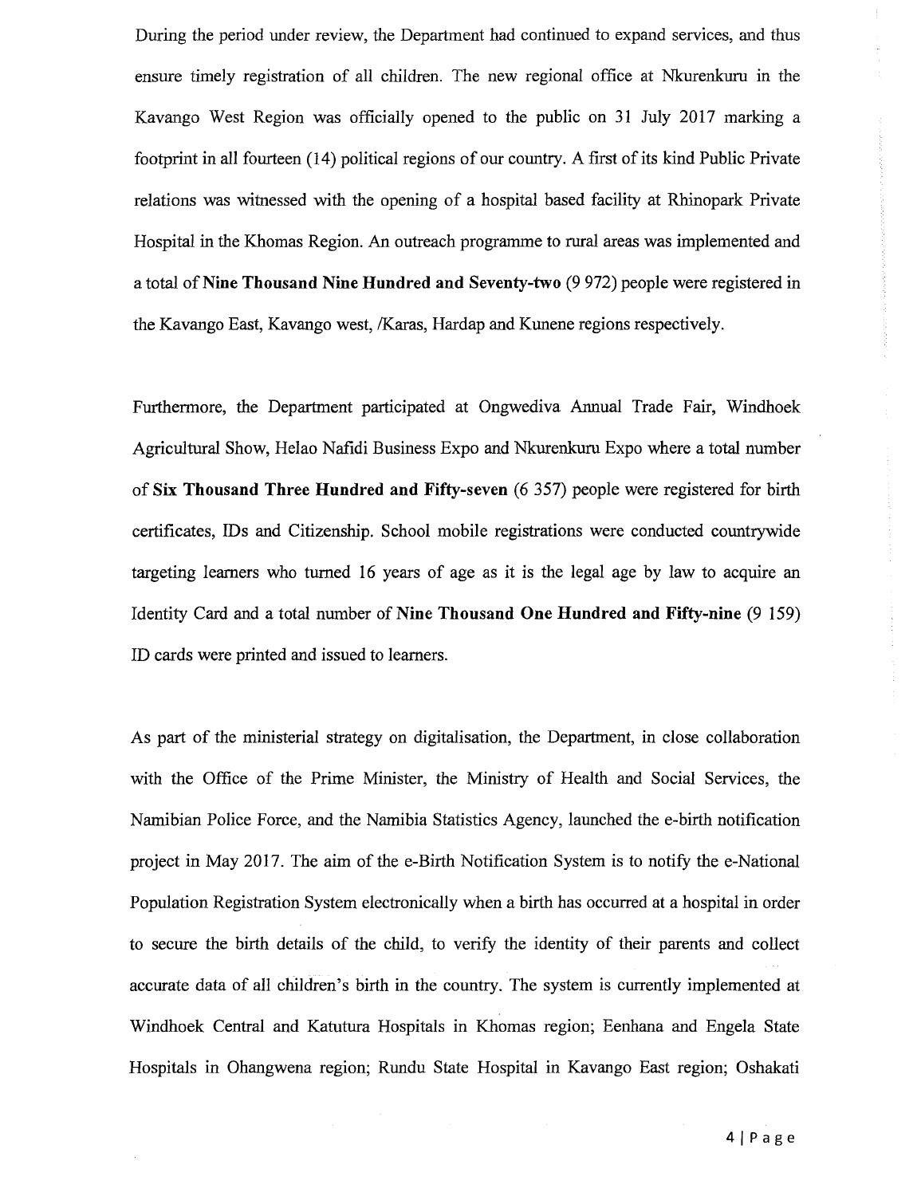During the period under review, the Department had continued to expand services, and thus ensure timely registration of all children. The new regional office at Nkurenkuru in the Kavango West Region was officially opened to the public on 31 July 2017 marking a footprint in all fourteen (14) political regions of our country. A first of its kind Public Private relations was witnessed with the opening of a hospital based facility at Rhinopark Private Hospital in the Khomas Region. An outreach programme to rural areas was implemented and a total of **Nine Thousand Nine Hundred and Seventy-two** (9 972) people were registered in the Kavango East, Kavango west, /Karas, Hardap and Kunene regions respectively.

Furthermore, the Department participated at Ongwediva Annual Trade Fair, Windhoek Agricultural Show, Helao Nafidi Business Expo and Nkurenkuru Expo where a total number of **Six Thousand Three Hundred and Fifty-seven** (6 357) people were registered for birth certificates, IDs and Citizenship. School mobile registrations were conducted countrywide targeting learners who turned 16 years of age as it is the legal age by law to acquire an Identity Card and a total number of **Nine Thousand One Hundred and Fifty-nine** (9 159) ID cards were printed and issued to learners.

As part of the ministerial strategy on digitalisation, the Department, in close collaboration with the Office of the Prime Minister, the Ministry of Health and Social Services, the Namibian Police Force, and the Namibia Statistics Agency, launched the e-birth notification project in May 2017. The aim of the e-Birth Notification System is to notify the e-National Population Registration System electronically when a birth has occurred at a hospital in order to secure the birth details of the child, to verify the identity of their parents and collect accurate data of all children's birth in the country. The system is currently implemented at Windhoek Central and Katutura Hospitals in Khomas region; Eenhana and Engela State Hospitals in Ohangwena region; Rundu State Hospital in Kavango East region; Oshakati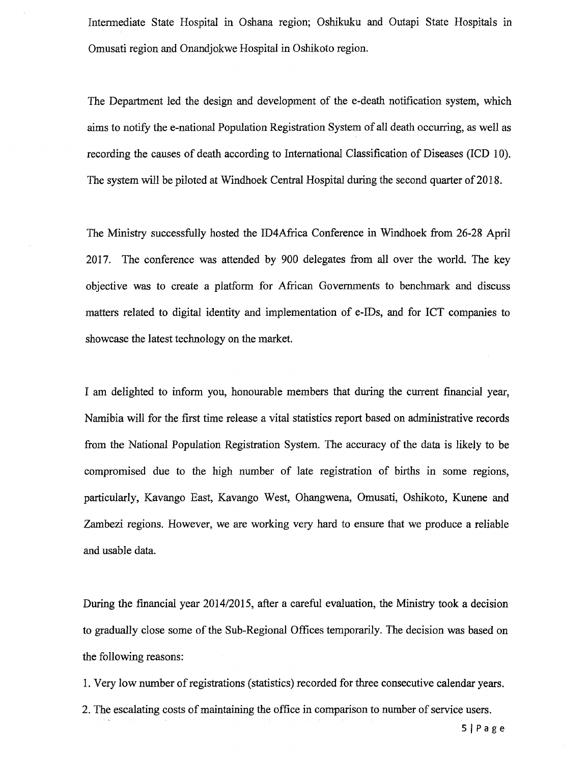Intermediate State Hospital in Oshana region; Oshikuku and Outapi State Hospitals in Omusati region and Onandjokwe Hospital in Oshikoto region.

The Department led the design and development of the e-death notification system, which aims to notify the e-national Population Registration System of all death occurring, as well as recording the causes of death according to International Classification of Diseases (ICD 10). The system will be piloted at Windhoek Central Hospital during the second quarter of 2018.

The Ministry successfully hosted the ID4Africa Conference in Windhoek from 26-28 April 2017. The conference was attended by 900 delegates from all over the world. The key objective was to create a platform for African Governments to benchmark and discuss matters related to digital identity and implementation of e-IDs, and for ICT companies to showcase the latest technology on the market.

I am delighted to inform you, honourable members that during the current financial year, Namibia will for the first time release a vital statistics report based on administrative records from the National Population Registration System. The accuracy of the data is likely to be compromised due to the high number of late registration of births in some regions, particularly, Kavango East, Kavango West, Ohangwena, Omusati, Oshikoto, Kunene and Zambezi regions. However, we are working very hard to ensure that we produce a reliable and usable data.

During the financial year 2014/2015, after a careful evaluation, the Ministry took a decision to gradually close some of the Sub-Regional Offices temporarily. The decision was based on the following reasons:

1. Very low number of registrations (statistics) recorded for three consecutive calendar years.
2. The escalating costs of maintaining the office in comparison to number of service users.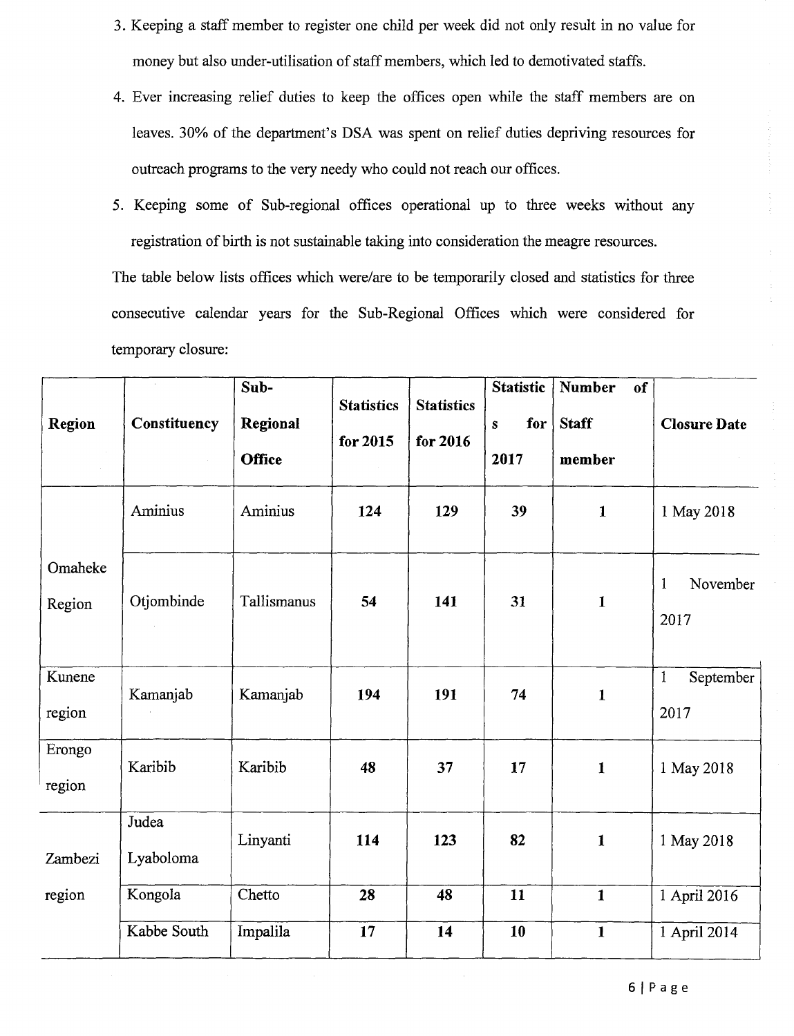3. Keeping a staff member to register one child per week did not only result in no value for money but also under-utilisation of staff members, which led to demotivated staffs.
4. Ever increasing relief duties to keep the offices open while the staff members are on leaves. 30% of the department's DSA was spent on relief duties depriving resources for outreach programs to the very needy who could not reach our offices.
5. Keeping some of Sub-regional offices operational up to three weeks without any registration of birth is not sustainable taking into consideration the meagre resources.

The table below lists offices which were/are to be temporarily closed and statistics for three consecutive calendar years for the Sub-Regional Offices which were considered for temporary closure:

| Region | Constituency | Sub-Regional Office | Statistics for 2015 | Statistics for 2016 | Statistics for 2017 | Number of Staff member | Closure Date |
|---|---|---|---|---|---|---|---|
| Omaheke Region | Aminius | Aminius | **124** | **129** | **39** | **1** | 1 May 2018 |
| | Otjombinde | Tallismanus | **54** | **141** | **31** | **1** | 1 November 2017 |
| Kunene region | Kamanjab | Kamanjab | **194** | **191** | **74** | **1** | 1 September 2017 |
| Erongo region | Karibib | Karibib | **48** | **37** | **17** | **1** | 1 May 2018 |
| Zambezi region | Judea Lyaboloma | Linyanti | **114** | **123** | **82** | **1** | 1 May 2018 |
| | Kongola | Chetto | **28** | **48** | **11** | **1** | 1 April 2016 |
| | Kabbe South | Impalila | **17** | **14** | **10** | **1** | 1 April 2014 |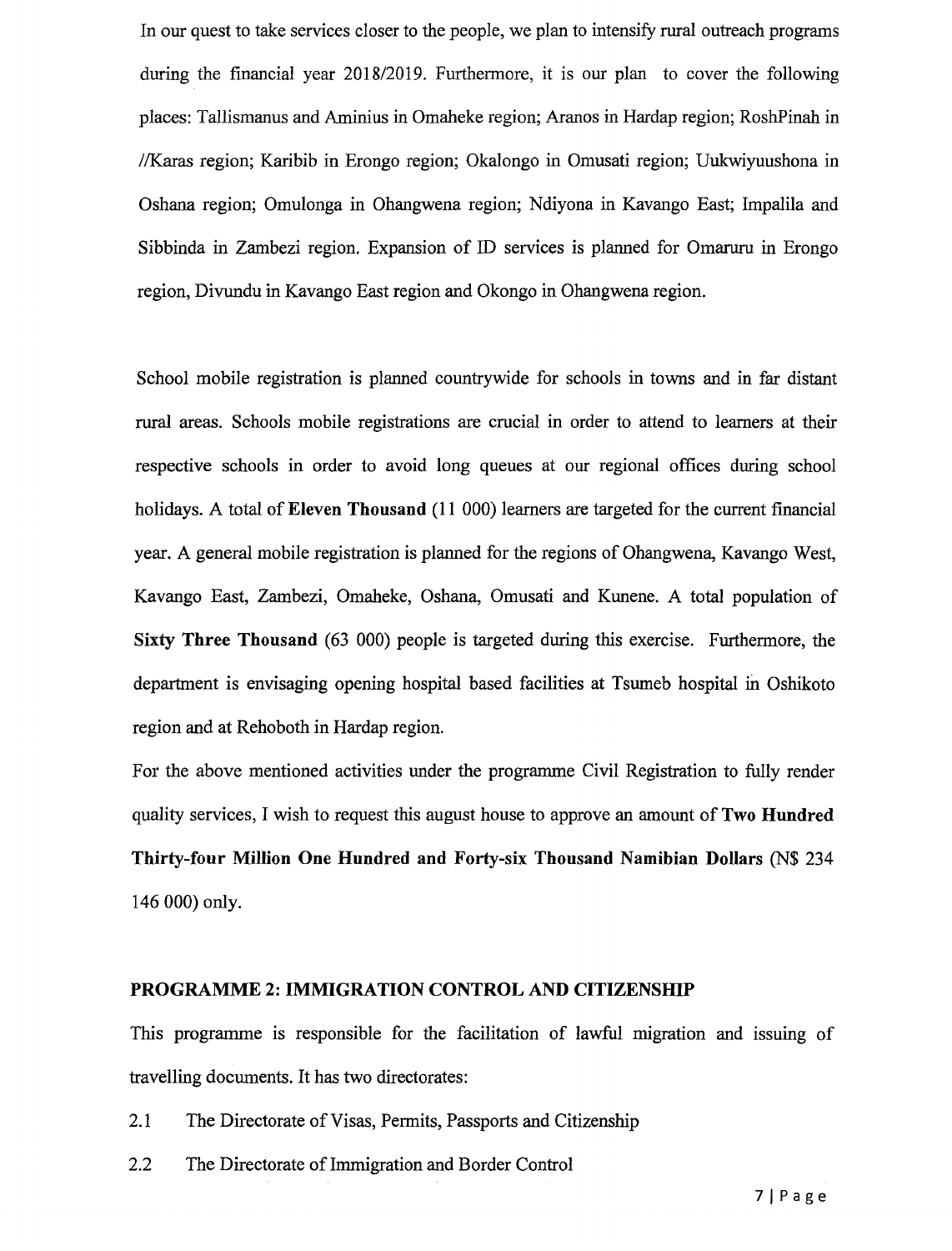In our quest to take services closer to the people, we plan to intensify rural outreach programs during the financial year 2018/2019. Furthermore, it is our plan to cover the following places: Tallismanus and Aminius in Omaheke region; Aranos in Hardap region; RoshPinah in //Karas region; Karibib in Erongo region; Okalongo in Omusati region; Uukwiyuushona in Oshana region; Omulonga in Ohangwena region; Ndiyona in Kavango East; Impalila and Sibbinda in Zambezi region. Expansion of ID services is planned for Omaruru in Erongo region, Divundu in Kavango East region and Okongo in Ohangwena region.

School mobile registration is planned countrywide for schools in towns and in far distant rural areas. Schools mobile registrations are crucial in order to attend to learners at their respective schools in order to avoid long queues at our regional offices during school holidays. A total of **Eleven Thousand** (11 000) learners are targeted for the current financial year. A general mobile registration is planned for the regions of Ohangwena, Kavango West, Kavango East, Zambezi, Omaheke, Oshana, Omusati and Kunene. A total population of **Sixty Three Thousand** (63 000) people is targeted during this exercise. Furthermore, the department is envisaging opening hospital based facilities at Tsumeb hospital in Oshikoto region and at Rehoboth in Hardap region.

For the above mentioned activities under the programme Civil Registration to fully render quality services, I wish to request this august house to approve an amount of **Two Hundred Thirty-four Million One Hundred and Forty-six Thousand Namibian Dollars** (N$ 234 146 000) only.

## PROGRAMME 2: IMMIGRATION CONTROL AND CITIZENSHIP

This programme is responsible for the facilitation of lawful migration and issuing of travelling documents. It has two directorates:

2.1 The Directorate of Visas, Permits, Passports and Citizenship

2.2 The Directorate of Immigration and Border Control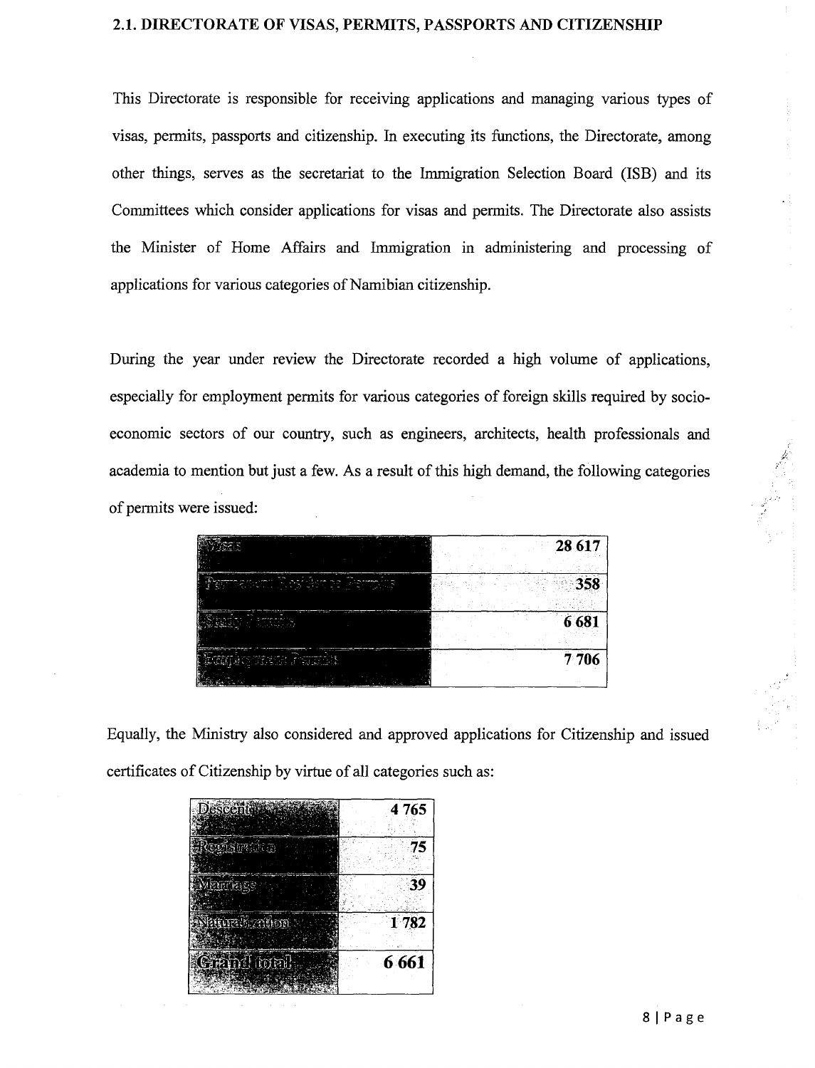## 2.1. DIRECTORATE OF VISAS, PERMITS, PASSPORTS AND CITIZENSHIP

This Directorate is responsible for receiving applications and managing various types of visas, permits, passports and citizenship. In executing its functions, the Directorate, among other things, serves as the secretariat to the Immigration Selection Board (ISB) and its Committees which consider applications for visas and permits. The Directorate also assists the Minister of Home Affairs and Immigration in administering and processing of applications for various categories of Namibian citizenship.

During the year under review the Directorate recorded a high volume of applications, especially for employment permits for various categories of foreign skills required by socio-economic sectors of our country, such as engineers, architects, health professionals and academia to mention but just a few. As a result of this high demand, the following categories of permits were issued:

| | |
|---|---|
| Visas | **28 617** |
| Permanent Residence Permits | **358** |
| Study Permits | **6 681** |
| Employment Permits | **7 706** |

Equally, the Ministry also considered and approved applications for Citizenship and issued certificates of Citizenship by virtue of all categories such as:

| | |
|---|---|
| Descent | **4 765** |
| Registration | **75** |
| Marriage | **39** |
| Naturalization | **1 782** |
| Grand total | **6 661** |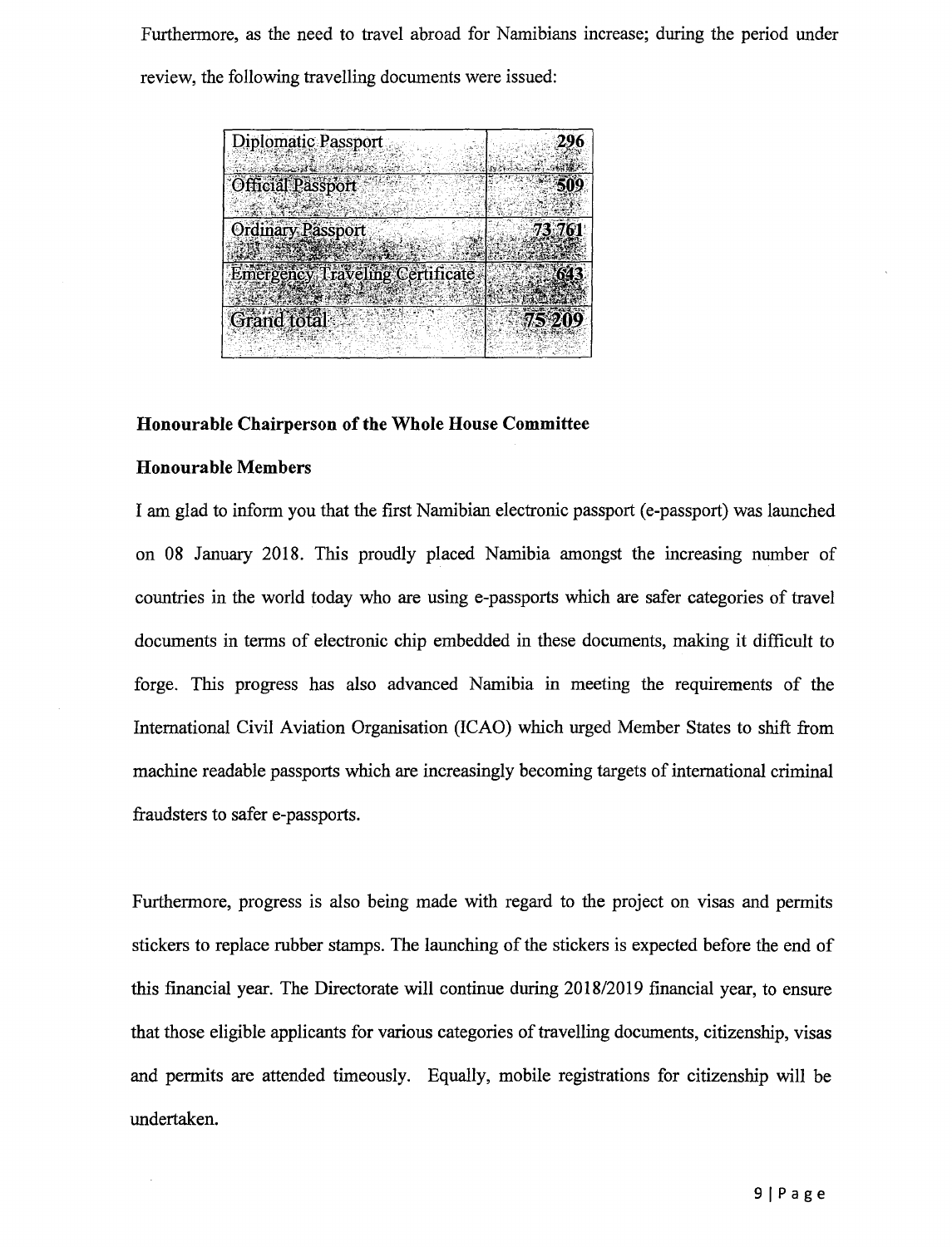Furthermore, as the need to travel abroad for Namibians increase; during the period under review, the following travelling documents were issued:

| Diplomatic Passport | 296 |
|---|---|
| Official Passport | 509 |
| Ordinary Passport | 73 761 |
| Emergency Traveling Certificate | 643 |
| Grand total | 75 209 |

**Honourable Chairperson of the Whole House Committee**

**Honourable Members**

I am glad to inform you that the first Namibian electronic passport (e-passport) was launched on 08 January 2018. This proudly placed Namibia amongst the increasing number of countries in the world today who are using e-passports which are safer categories of travel documents in terms of electronic chip embedded in these documents, making it difficult to forge. This progress has also advanced Namibia in meeting the requirements of the International Civil Aviation Organisation (ICAO) which urged Member States to shift from machine readable passports which are increasingly becoming targets of international criminal fraudsters to safer e-passports.

Furthermore, progress is also being made with regard to the project on visas and permits stickers to replace rubber stamps. The launching of the stickers is expected before the end of this financial year. The Directorate will continue during 2018/2019 financial year, to ensure that those eligible applicants for various categories of travelling documents, citizenship, visas and permits are attended timeously. Equally, mobile registrations for citizenship will be undertaken.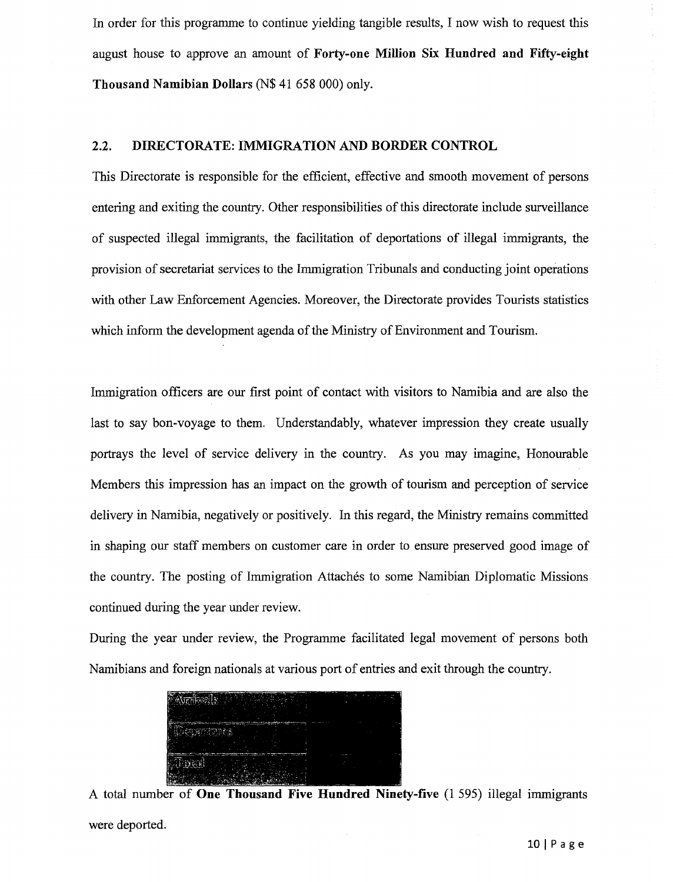In order for this programme to continue yielding tangible results, I now wish to request this august house to approve an amount of **Forty-one Million Six Hundred and Fifty-eight Thousand Namibian Dollars** (N$ 41 658 000) only.

## 2.2. DIRECTORATE: IMMIGRATION AND BORDER CONTROL

This Directorate is responsible for the efficient, effective and smooth movement of persons entering and exiting the country. Other responsibilities of this directorate include surveillance of suspected illegal immigrants, the facilitation of deportations of illegal immigrants, the provision of secretariat services to the Immigration Tribunals and conducting joint operations with other Law Enforcement Agencies. Moreover, the Directorate provides Tourists statistics which inform the development agenda of the Ministry of Environment and Tourism.

Immigration officers are our first point of contact with visitors to Namibia and are also the last to say bon-voyage to them. Understandably, whatever impression they create usually portrays the level of service delivery in the country. As you may imagine, Honourable Members this impression has an impact on the growth of tourism and perception of service delivery in Namibia, negatively or positively. In this regard, the Ministry remains committed in shaping our staff members on customer care in order to ensure preserved good image of the country. The posting of Immigration Attachés to some Namibian Diplomatic Missions continued during the year under review.

During the year under review, the Programme facilitated legal movement of persons both Namibians and foreign nationals at various port of entries and exit through the country.

| Arrivals | |
|---|---|
| Departures | |
| Total | |

A total number of **One Thousand Five Hundred Ninety-five** (1 595) illegal immigrants were deported.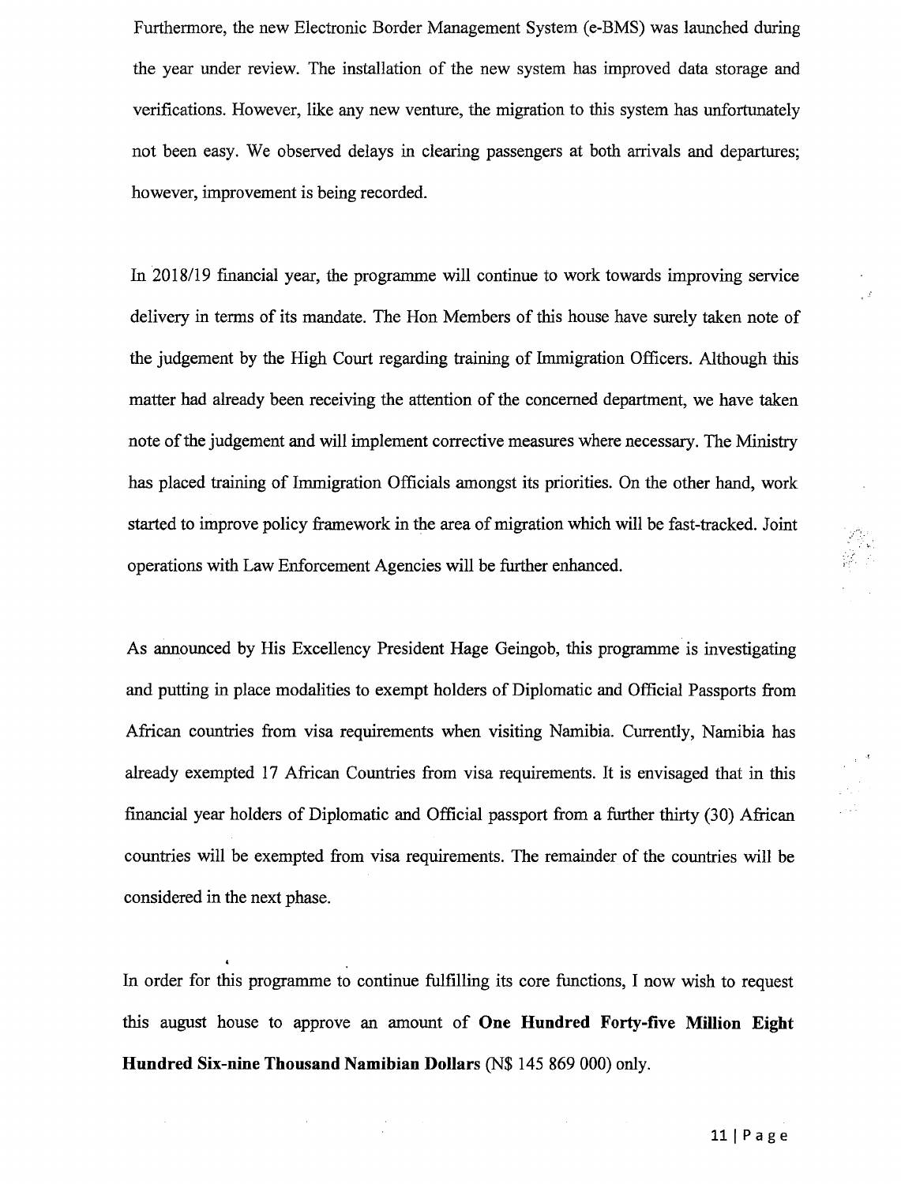Furthermore, the new Electronic Border Management System (e-BMS) was launched during the year under review. The installation of the new system has improved data storage and verifications. However, like any new venture, the migration to this system has unfortunately not been easy. We observed delays in clearing passengers at both arrivals and departures; however, improvement is being recorded.

In 2018/19 financial year, the programme will continue to work towards improving service delivery in terms of its mandate. The Hon Members of this house have surely taken note of the judgement by the High Court regarding training of Immigration Officers. Although this matter had already been receiving the attention of the concerned department, we have taken note of the judgement and will implement corrective measures where necessary. The Ministry has placed training of Immigration Officials amongst its priorities. On the other hand, work started to improve policy framework in the area of migration which will be fast-tracked. Joint operations with Law Enforcement Agencies will be further enhanced.

As announced by His Excellency President Hage Geingob, this programme is investigating and putting in place modalities to exempt holders of Diplomatic and Official Passports from African countries from visa requirements when visiting Namibia. Currently, Namibia has already exempted 17 African Countries from visa requirements. It is envisaged that in this financial year holders of Diplomatic and Official passport from a further thirty (30) African countries will be exempted from visa requirements. The remainder of the countries will be considered in the next phase.

In order for this programme to continue fulfilling its core functions, I now wish to request this august house to approve an amount of **One Hundred Forty-five Million Eight Hundred Six-nine Thousand Namibian Dollars** (N$ 145 869 000) only.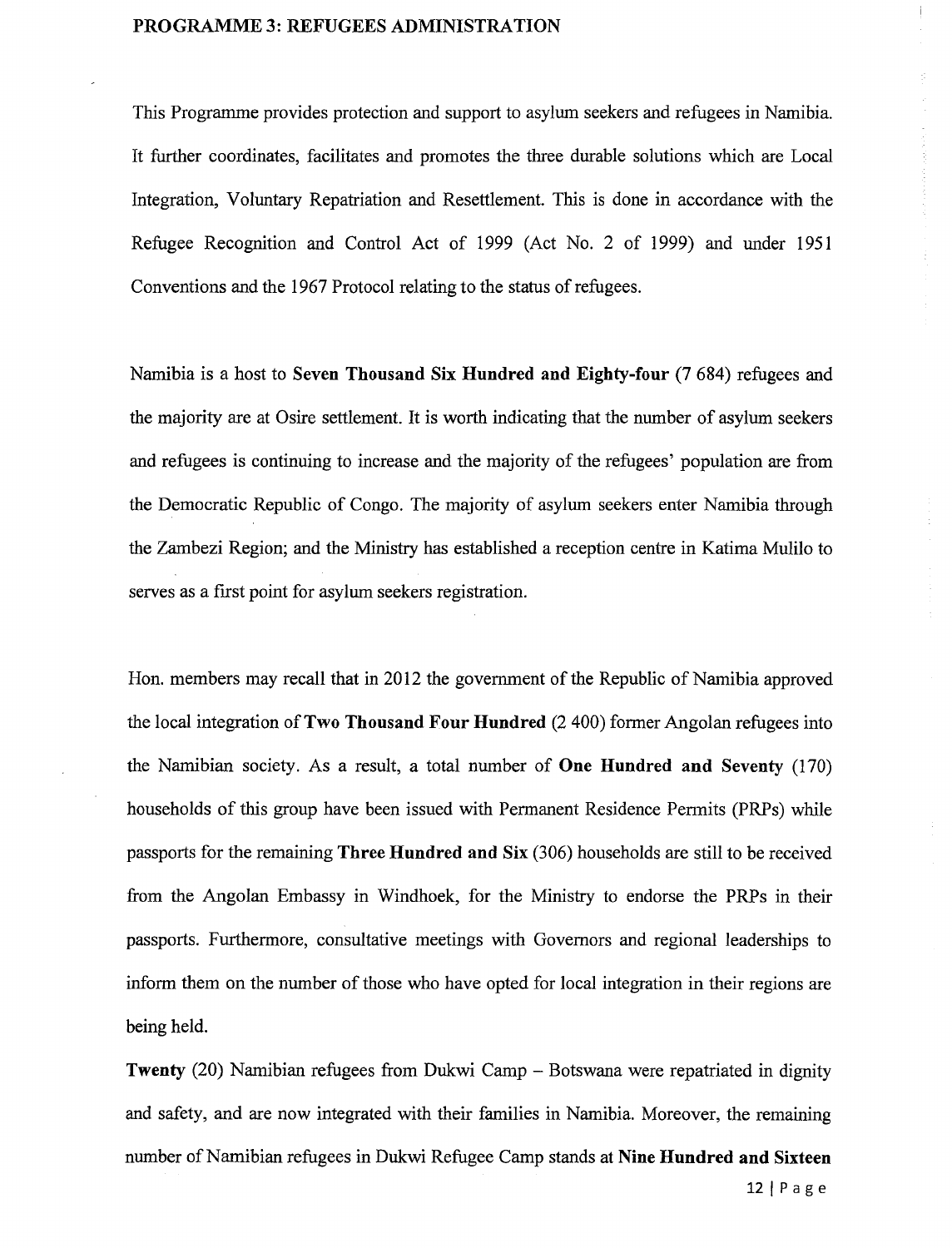## PROGRAMME 3: REFUGEES ADMINISTRATION

This Programme provides protection and support to asylum seekers and refugees in Namibia. It further coordinates, facilitates and promotes the three durable solutions which are Local Integration, Voluntary Repatriation and Resettlement. This is done in accordance with the Refugee Recognition and Control Act of 1999 (Act No. 2 of 1999) and under 1951 Conventions and the 1967 Protocol relating to the status of refugees.

Namibia is a host to **Seven Thousand Six Hundred and Eighty-four** (7 684) refugees and the majority are at Osire settlement. It is worth indicating that the number of asylum seekers and refugees is continuing to increase and the majority of the refugees' population are from the Democratic Republic of Congo. The majority of asylum seekers enter Namibia through the Zambezi Region; and the Ministry has established a reception centre in Katima Mulilo to serves as a first point for asylum seekers registration.

Hon. members may recall that in 2012 the government of the Republic of Namibia approved the local integration of **Two Thousand Four Hundred** (2 400) former Angolan refugees into the Namibian society. As a result, a total number of **One Hundred and Seventy** (170) households of this group have been issued with Permanent Residence Permits (PRPs) while passports for the remaining **Three Hundred and Six** (306) households are still to be received from the Angolan Embassy in Windhoek, for the Ministry to endorse the PRPs in their passports. Furthermore, consultative meetings with Governors and regional leaderships to inform them on the number of those who have opted for local integration in their regions are being held.

**Twenty** (20) Namibian refugees from Dukwi Camp – Botswana were repatriated in dignity and safety, and are now integrated with their families in Namibia. Moreover, the remaining number of Namibian refugees in Dukwi Refugee Camp stands at **Nine Hundred and Sixteen**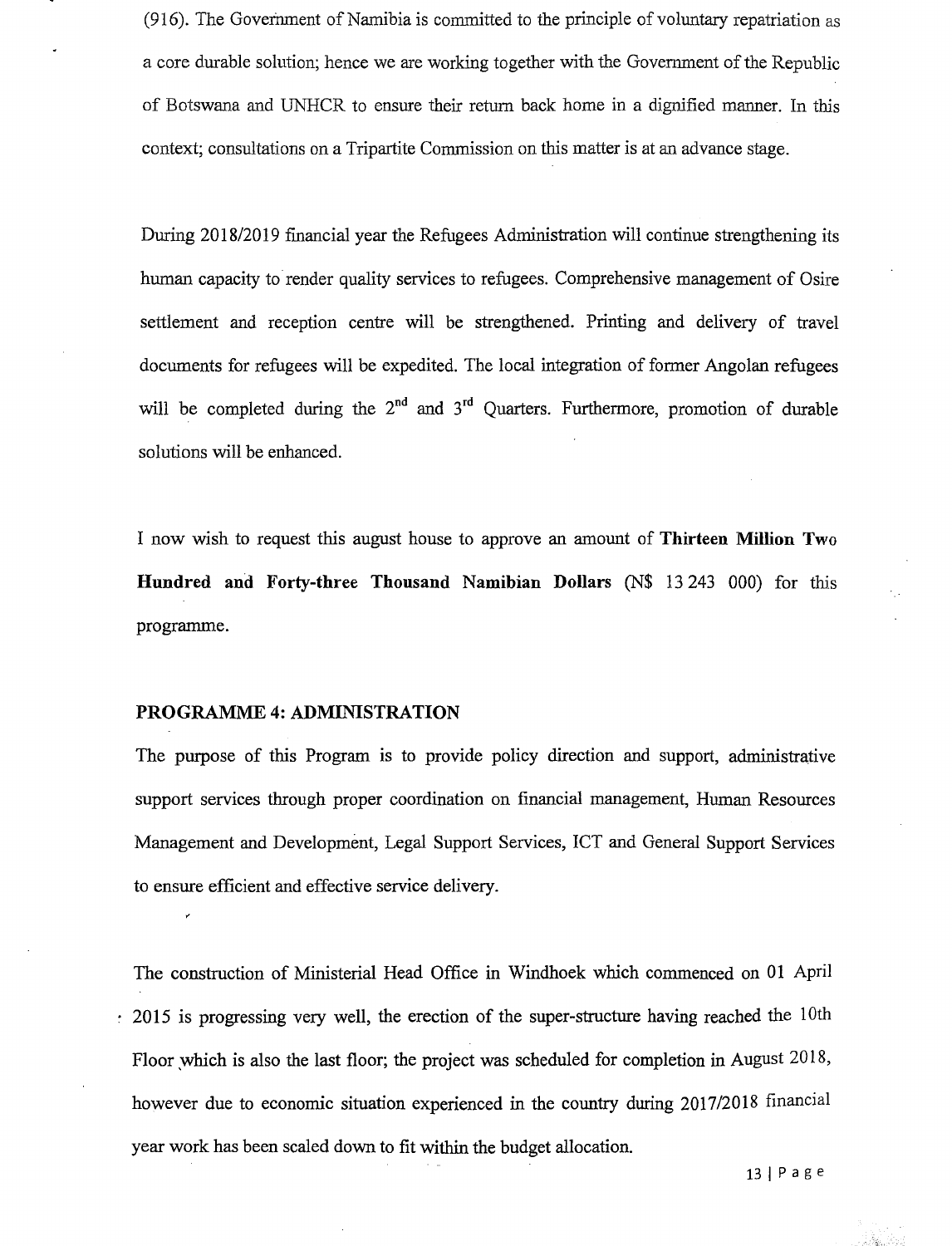(916). The Government of Namibia is committed to the principle of voluntary repatriation as a core durable solution; hence we are working together with the Government of the Republic of Botswana and UNHCR to ensure their return back home in a dignified manner. In this context; consultations on a Tripartite Commission on this matter is at an advance stage.

During 2018/2019 financial year the Refugees Administration will continue strengthening its human capacity to render quality services to refugees. Comprehensive management of Osire settlement and reception centre will be strengthened. Printing and delivery of travel documents for refugees will be expedited. The local integration of former Angolan refugees will be completed during the 2nd and 3rd Quarters. Furthermore, promotion of durable solutions will be enhanced.

I now wish to request this august house to approve an amount of **Thirteen Million Two Hundred and Forty-three Thousand Namibian Dollars** (N$ 13 243 000) for this programme.

**PROGRAMME 4: ADMINISTRATION**

The purpose of this Program is to provide policy direction and support, administrative support services through proper coordination on financial management, Human Resources Management and Development, Legal Support Services, ICT and General Support Services to ensure efficient and effective service delivery.

The construction of Ministerial Head Office in Windhoek which commenced on 01 April 2015 is progressing very well, the erection of the super-structure having reached the 10th Floor which is also the last floor; the project was scheduled for completion in August 2018, however due to economic situation experienced in the country during 2017/2018 financial year work has been scaled down to fit within the budget allocation.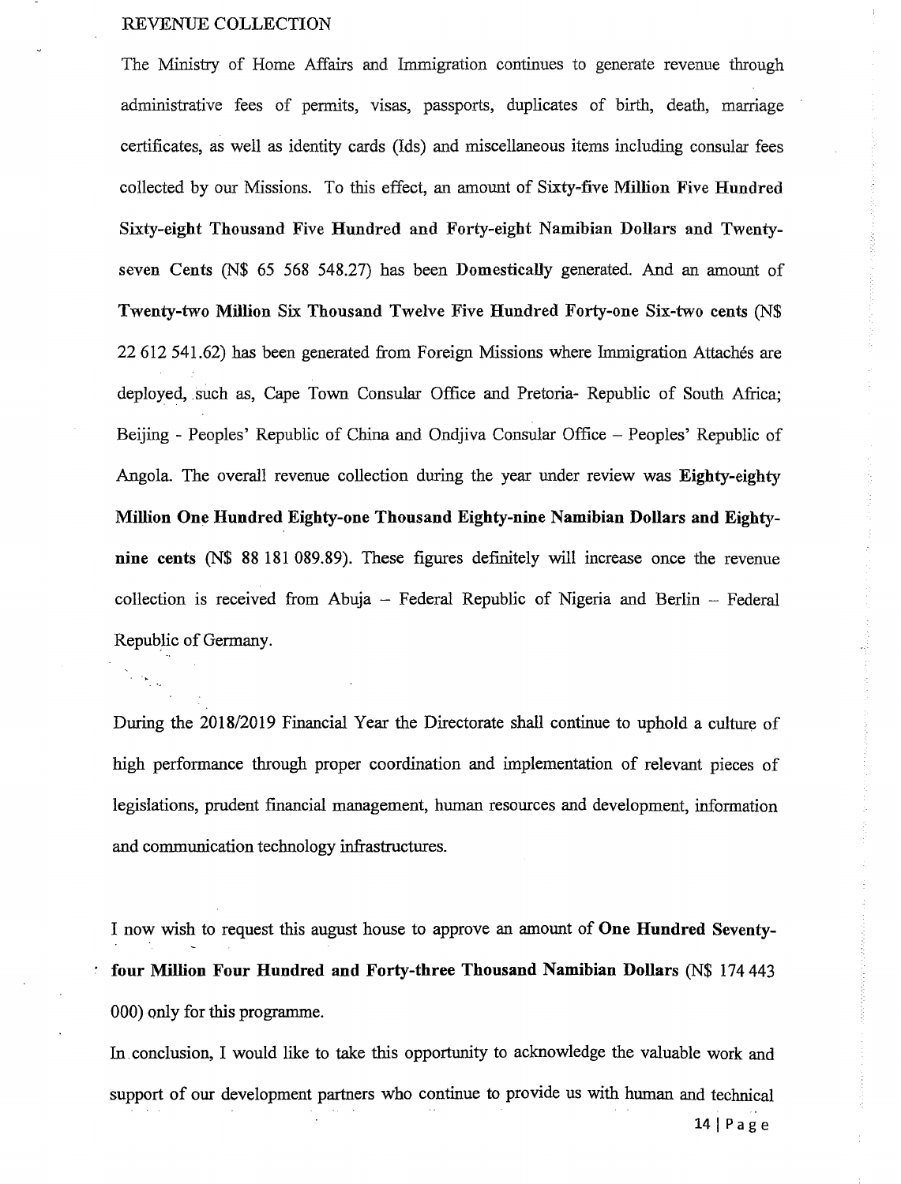REVENUE COLLECTION

The Ministry of Home Affairs and Immigration continues to generate revenue through administrative fees of permits, visas, passports, duplicates of birth, death, marriage certificates, as well as identity cards (Ids) and miscellaneous items including consular fees collected by our Missions. To this effect, an amount of **Sixty-five Million Five Hundred Sixty-eight Thousand Five Hundred and Forty-eight Namibian Dollars and Twenty-seven Cents** (N$ 65 568 548.27) has been **Domestically** generated. And an amount of **Twenty-two Million Six Thousand Twelve Five Hundred Forty-one Six-two cents** (N$ 22 612 541.62) has been generated from Foreign Missions where Immigration Attachés are deployed, such as, Cape Town Consular Office and Pretoria- Republic of South Africa; Beijing - Peoples' Republic of China and Ondjiva Consular Office – Peoples' Republic of Angola. The overall revenue collection during the year under review was **Eighty-eighty Million One Hundred Eighty-one Thousand Eighty-nine Namibian Dollars and Eighty-nine cents** (N$ 88 181 089.89). These figures definitely will increase once the revenue collection is received from Abuja – Federal Republic of Nigeria and Berlin – Federal Republic of Germany.

During the 2018/2019 Financial Year the Directorate shall continue to uphold a culture of high performance through proper coordination and implementation of relevant pieces of legislations, prudent financial management, human resources and development, information and communication technology infrastructures.

I now wish to request this august house to approve an amount of **One Hundred Seventy-four Million Four Hundred and Forty-three Thousand Namibian Dollars** (N$ 174 443 000) only for this programme.

In conclusion, I would like to take this opportunity to acknowledge the valuable work and support of our development partners who continue to provide us with human and technical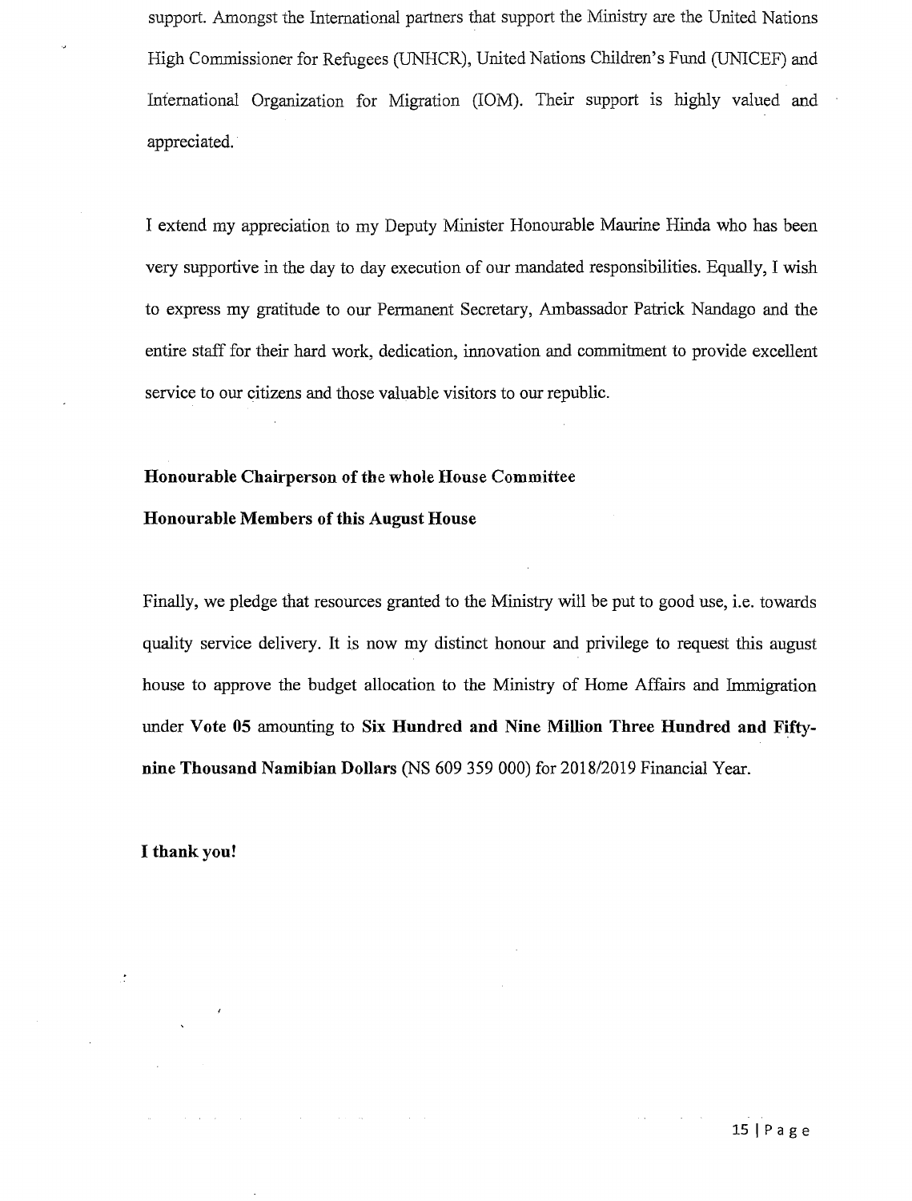support. Amongst the International partners that support the Ministry are the United Nations High Commissioner for Refugees (UNHCR), United Nations Children's Fund (UNICEF) and International Organization for Migration (IOM). Their support is highly valued and appreciated.

I extend my appreciation to my Deputy Minister Honourable Maurine Hinda who has been very supportive in the day to day execution of our mandated responsibilities. Equally, I wish to express my gratitude to our Permanent Secretary, Ambassador Patrick Nandago and the entire staff for their hard work, dedication, innovation and commitment to provide excellent service to our citizens and those valuable visitors to our republic.

**Honourable Chairperson of the whole House Committee**

**Honourable Members of this August House**

Finally, we pledge that resources granted to the Ministry will be put to good use, i.e. towards quality service delivery. It is now my distinct honour and privilege to request this august house to approve the budget allocation to the Ministry of Home Affairs and Immigration under **Vote 05** amounting to **Six Hundred and Nine Million Three Hundred and Fifty-nine Thousand Namibian Dollars** (N$ 609 359 000) for 2018/2019 Financial Year.

**I thank you!**